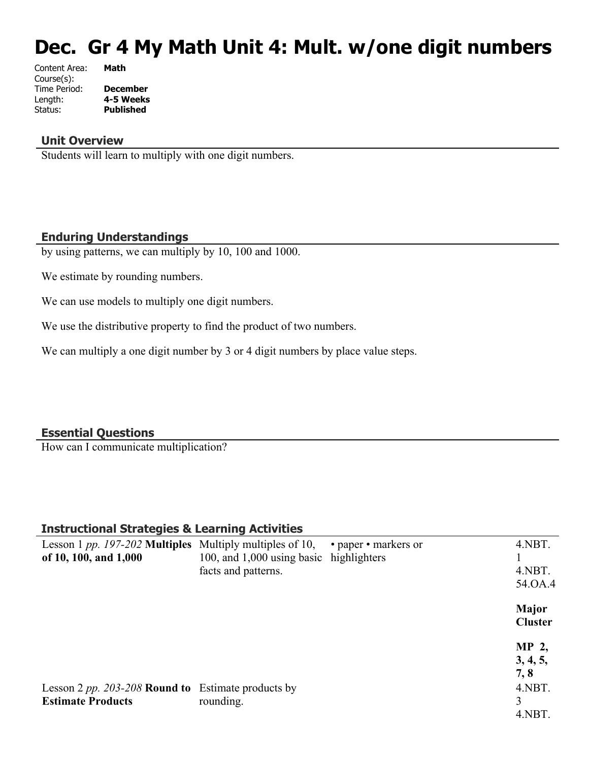# Dec.  Gr 4 My Math Unit 4: Mult. w/one digit numbers

Content Area: **Math**
Course(s):
Time Period: **December**
Length: **4-5 Weeks**
Status: **Published**

## Unit Overview

Students will learn to multiply with one digit numbers.

## Enduring Understandings

by using patterns, we can multiply by 10, 100 and 1000.

We estimate by rounding numbers.

We can use models to multiply one digit numbers.

We use the distributive property to find the product of two numbers.

We can multiply a one digit number by 3 or 4 digit numbers by place value steps.

## Essential Questions

How can I communicate multiplication?

## Instructional Strategies & Learning Activities

| | | | |
|---|---|---|---|
| Lesson 1 *pp. 197-202* **Multiples of 10, 100, and 1,000** | Multiply multiples of 10, 100, and 1,000 using basic facts and patterns. | • paper • markers or highlighters | 4.NBT.1 4.NBT.5 4.OA.4 **Major Cluster** **MP 2, 3, 4, 5, 7, 8** |
| Lesson 2 *pp. 203-208* **Round to Estimate Products** | Estimate products by rounding. | | 4.NBT.3 4.NBT. |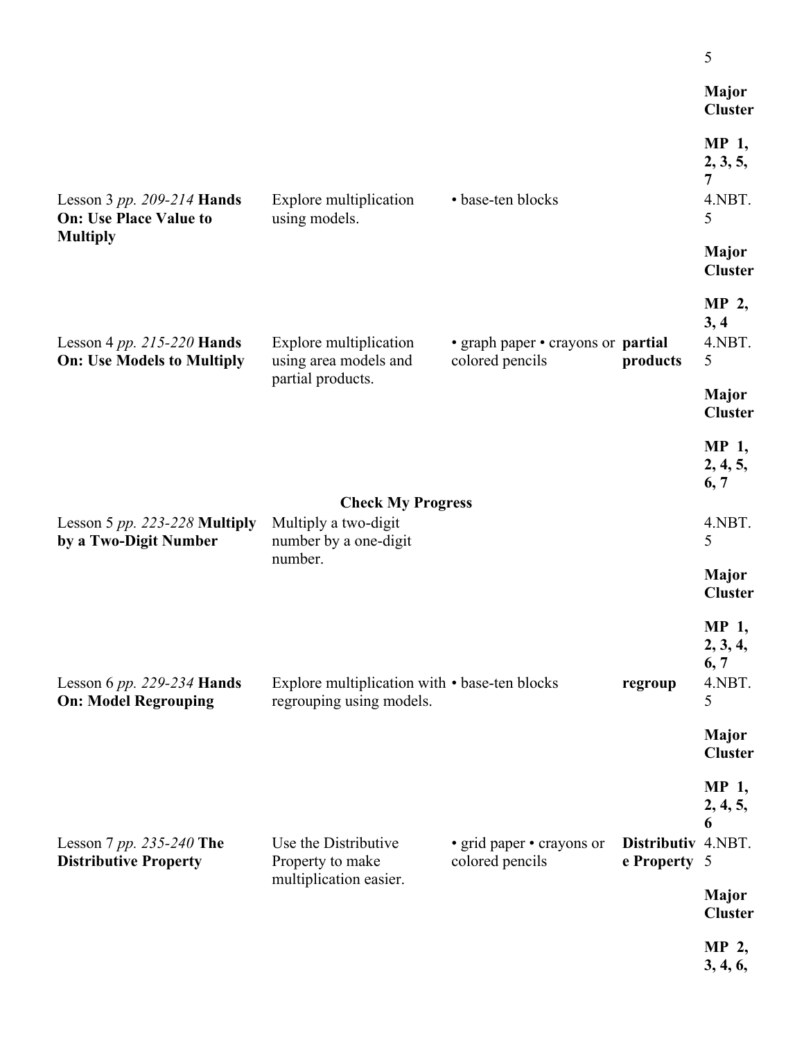| | | | | 5 Major Cluster MP 1, 2, 3, 5, 7 |
|---|---|---|---|---|
| Lesson 3 *pp. 209-214* **Hands On: Use Place Value to Multiply** | Explore multiplication using models. | • base-ten blocks | | 4.NBT.5 **Major Cluster** **MP 2, 3, 4** |
| Lesson 4 *pp. 215-220* **Hands On: Use Models to Multiply** | Explore multiplication using area models and partial products. | • graph paper • crayons or colored pencils | **partial products** | 4.NBT.5 **Major Cluster** **MP 1, 2, 4, 5, 6, 7** |
| | **Check My Progress** | | | |
| Lesson 5 *pp. 223-228* **Multiply by a Two-Digit Number** | Multiply a two-digit number by a one-digit number. | | | 4.NBT.5 **Major Cluster** **MP 1, 2, 3, 4, 6, 7** |
| Lesson 6 *pp. 229-234* **Hands On: Model Regrouping** | Explore multiplication with regrouping using models. | • base-ten blocks | **regroup** | 4.NBT.5 **Major Cluster** **MP 1, 2, 4, 5, 6** |
| Lesson 7 *pp. 235-240* **The Distributive Property** | Use the Distributive Property to make multiplication easier. | • grid paper • crayons or colored pencils | **Distributive Property** | 4.NBT.5 **Major Cluster** **MP 2, 3, 4, 6,** |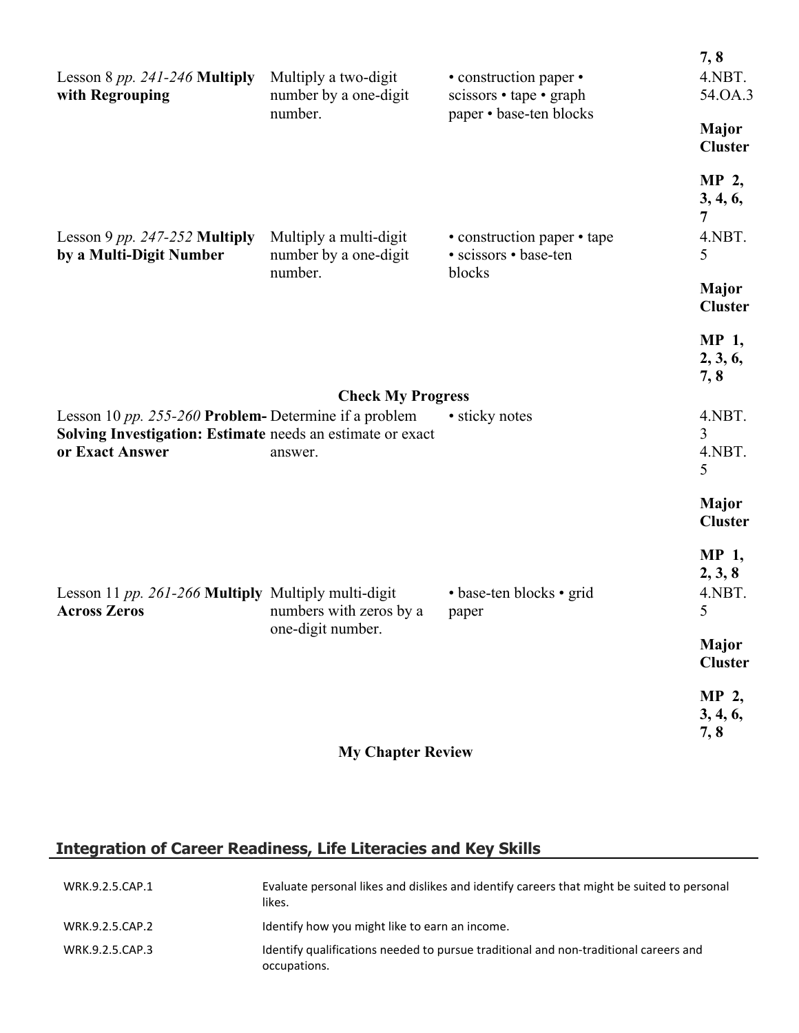| | | | |
|---|---|---|---|
| | | | **7, 8** |
| Lesson 8 *pp. 241-246* **Multiply with Regrouping** | Multiply a two-digit number by a one-digit number. | • construction paper • scissors • tape • graph paper • base-ten blocks | 4.NBT.54.OA.3 **Major Cluster** **MP 2, 3, 4, 6, 7** |
| Lesson 9 *pp. 247-252* **Multiply by a Multi-Digit Number** | Multiply a multi-digit number by a one-digit number. | • construction paper • tape • scissors • base-ten blocks | 4.NBT.5 **Major Cluster** **MP 1, 2, 3, 6, 7, 8** |
| | **Check My Progress** | | |
| Lesson 10 *pp. 255-260* **Problem-Solving Investigation: Estimate or Exact Answer** | Determine if a problem needs an estimate or exact answer. | • sticky notes | 4.NBT.3 4.NBT.5 **Major Cluster** **MP 1, 2, 3, 8** |
| Lesson 11 *pp. 261-266* **Multiply Across Zeros** | Multiply multi-digit numbers with zeros by a one-digit number. | • base-ten blocks • grid paper | 4.NBT.5 **Major Cluster** **MP 2, 3, 4, 6, 7, 8** |
| | **My Chapter Review** | | |

## Integration of Career Readiness, Life Literacies and Key Skills

| | |
|---|---|
| WRK.9.2.5.CAP.1 | Evaluate personal likes and dislikes and identify careers that might be suited to personal likes. |
| WRK.9.2.5.CAP.2 | Identify how you might like to earn an income. |
| WRK.9.2.5.CAP.3 | Identify qualifications needed to pursue traditional and non-traditional careers and occupations. |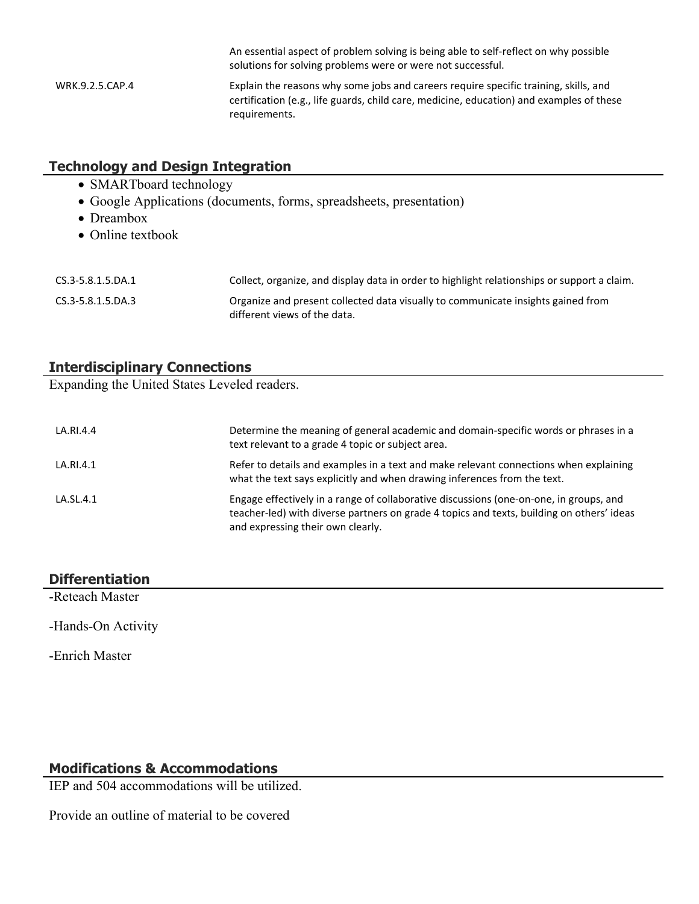|  | An essential aspect of problem solving is being able to self-reflect on why possible solutions for solving problems were or were not successful. |
| --- | --- |
| WRK.9.2.5.CAP.4 | Explain the reasons why some jobs and careers require specific training, skills, and certification (e.g., life guards, child care, medicine, education) and examples of these requirements. |

## Technology and Design Integration

- SMARTboard technology
- Google Applications (documents, forms, spreadsheets, presentation)
- Dreambox
- Online textbook

| CS.3-5.8.1.5.DA.1 | Collect, organize, and display data in order to highlight relationships or support a claim. |
| --- | --- |
| CS.3-5.8.1.5.DA.3 | Organize and present collected data visually to communicate insights gained from different views of the data. |

## Interdisciplinary Connections

Expanding the United States Leveled readers.

| LA.RI.4.4 | Determine the meaning of general academic and domain-specific words or phrases in a text relevant to a grade 4 topic or subject area. |
| --- | --- |
| LA.RI.4.1 | Refer to details and examples in a text and make relevant connections when explaining what the text says explicitly and when drawing inferences from the text. |
| LA.SL.4.1 | Engage effectively in a range of collaborative discussions (one-on-one, in groups, and teacher-led) with diverse partners on grade 4 topics and texts, building on others' ideas and expressing their own clearly. |

## Differentiation

-Reteach Master

-Hands-On Activity

-Enrich Master

## Modifications & Accommodations

IEP and 504 accommodations will be utilized.

Provide an outline of material to be covered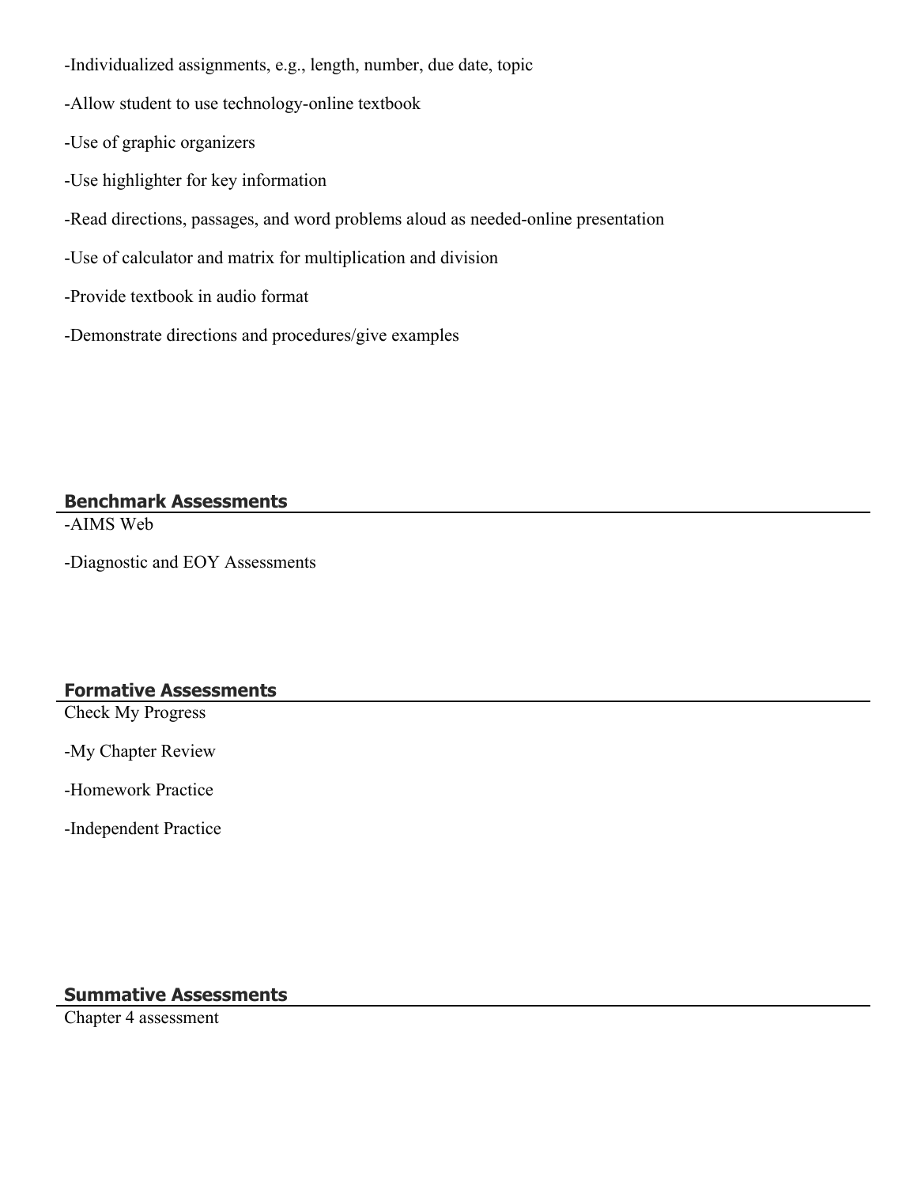-Individualized assignments, e.g., length, number, due date, topic

-Allow student to use technology-online textbook

-Use of graphic organizers

-Use highlighter for key information

-Read directions, passages, and word problems aloud as needed-online presentation

-Use of calculator and matrix for multiplication and division

-Provide textbook in audio format

-Demonstrate directions and procedures/give examples

## Benchmark Assessments

-AIMS Web

-Diagnostic and EOY Assessments

## Formative Assessments

Check My Progress

-My Chapter Review

-Homework Practice

-Independent Practice

## Summative Assessments

Chapter 4 assessment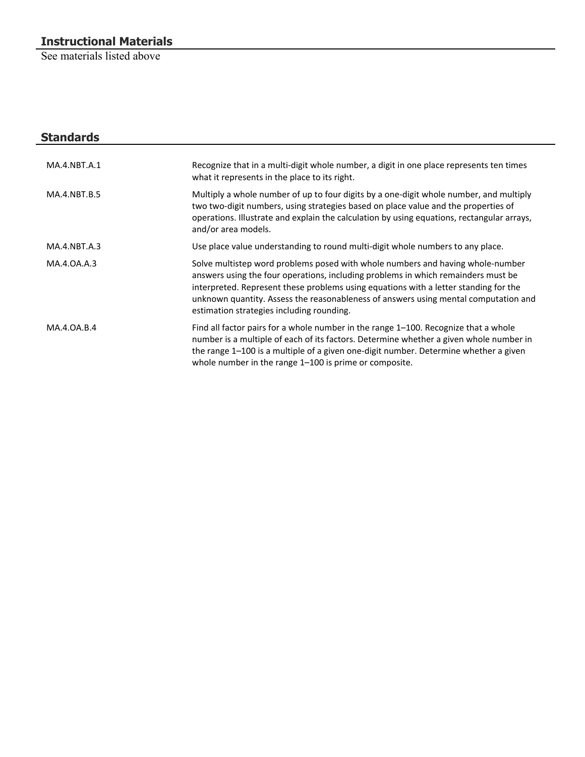## Instructional Materials

See materials listed above

## Standards

| | |
|---|---|
| MA.4.NBT.A.1 | Recognize that in a multi-digit whole number, a digit in one place represents ten times what it represents in the place to its right. |
| MA.4.NBT.B.5 | Multiply a whole number of up to four digits by a one-digit whole number, and multiply two two-digit numbers, using strategies based on place value and the properties of operations. Illustrate and explain the calculation by using equations, rectangular arrays, and/or area models. |
| MA.4.NBT.A.3 | Use place value understanding to round multi-digit whole numbers to any place. |
| MA.4.OA.A.3 | Solve multistep word problems posed with whole numbers and having whole-number answers using the four operations, including problems in which remainders must be interpreted. Represent these problems using equations with a letter standing for the unknown quantity. Assess the reasonableness of answers using mental computation and estimation strategies including rounding. |
| MA.4.OA.B.4 | Find all factor pairs for a whole number in the range 1–100. Recognize that a whole number is a multiple of each of its factors. Determine whether a given whole number in the range 1–100 is a multiple of a given one-digit number. Determine whether a given whole number in the range 1–100 is prime or composite. |